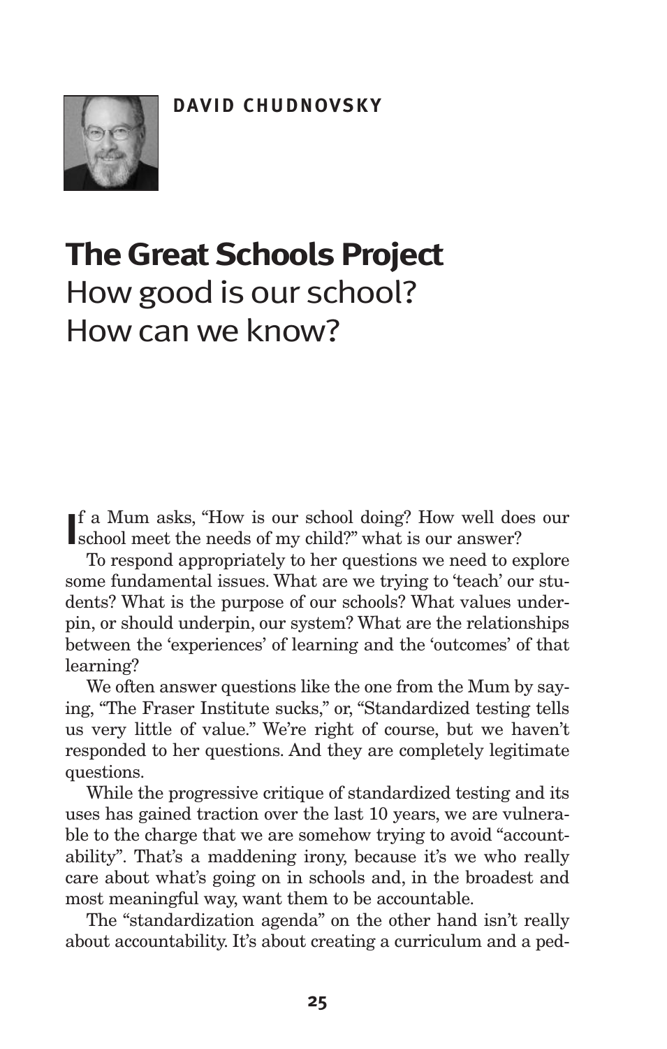DAVID CHUDNOVSKY

# The Great Schools Project

## How good is our school? How can we know?

If a Mum asks, "How is our school doing? How well does our school meet the needs of my child?" what is our answer?

To respond appropriately to her questions we need to explore some fundamental issues. What are we trying to 'teach' our students? What is the purpose of our schools? What values underpin, or should underpin, our system? What are the relationships between the 'experiences' of learning and the 'outcomes' of that learning?

We often answer questions like the one from the Mum by saying, "The Fraser Institute sucks," or, "Standardized testing tells us very little of value." We're right of course, but we haven't responded to her questions. And they are completely legitimate questions.

While the progressive critique of standardized testing and its uses has gained traction over the last 10 years, we are vulnerable to the charge that we are somehow trying to avoid "accountability". That's a maddening irony, because it's we who really care about what's going on in schools and, in the broadest and most meaningful way, want them to be accountable.

The "standardization agenda" on the other hand isn't really about accountability. It's about creating a curriculum and a ped-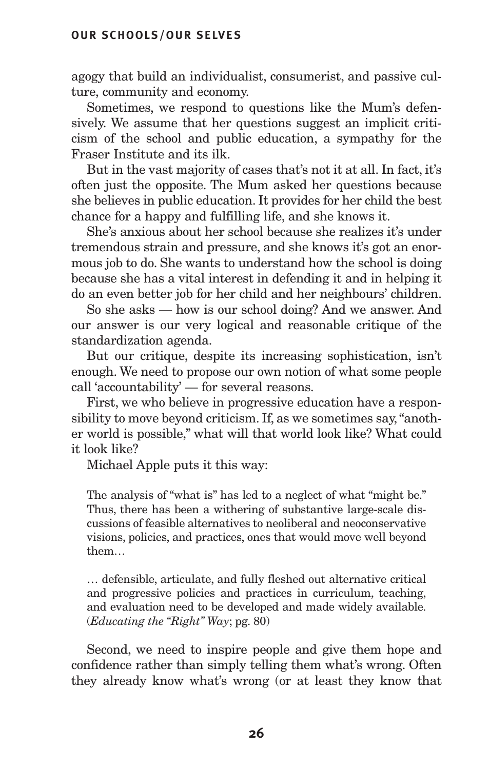agogy that build an individualist, consumerist, and passive culture, community and economy.

Sometimes, we respond to questions like the Mum's defensively. We assume that her questions suggest an implicit criticism of the school and public education, a sympathy for the Fraser Institute and its ilk.

But in the vast majority of cases that's not it at all. In fact, it's often just the opposite. The Mum asked her questions because she believes in public education. It provides for her child the best chance for a happy and fulfilling life, and she knows it.

She's anxious about her school because she realizes it's under tremendous strain and pressure, and she knows it's got an enormous job to do. She wants to understand how the school is doing because she has a vital interest in defending it and in helping it do an even better job for her child and her neighbours' children.

So she asks — how is our school doing? And we answer. And our answer is our very logical and reasonable critique of the standardization agenda.

But our critique, despite its increasing sophistication, isn't enough. We need to propose our own notion of what some people call 'accountability' — for several reasons.

First, we who believe in progressive education have a responsibility to move beyond criticism. If, as we sometimes say, "another world is possible," what will that world look like? What could it look like?

Michael Apple puts it this way:

> The analysis of "what is" has led to a neglect of what "might be." Thus, there has been a withering of substantive large-scale discussions of feasible alternatives to neoliberal and neoconservative visions, policies, and practices, ones that would move well beyond them…
>
> … defensible, articulate, and fully fleshed out alternative critical and progressive policies and practices in curriculum, teaching, and evaluation need to be developed and made widely available. (*Educating the "Right" Way*; pg. 80)

Second, we need to inspire people and give them hope and confidence rather than simply telling them what's wrong. Often they already know what's wrong (or at least they know that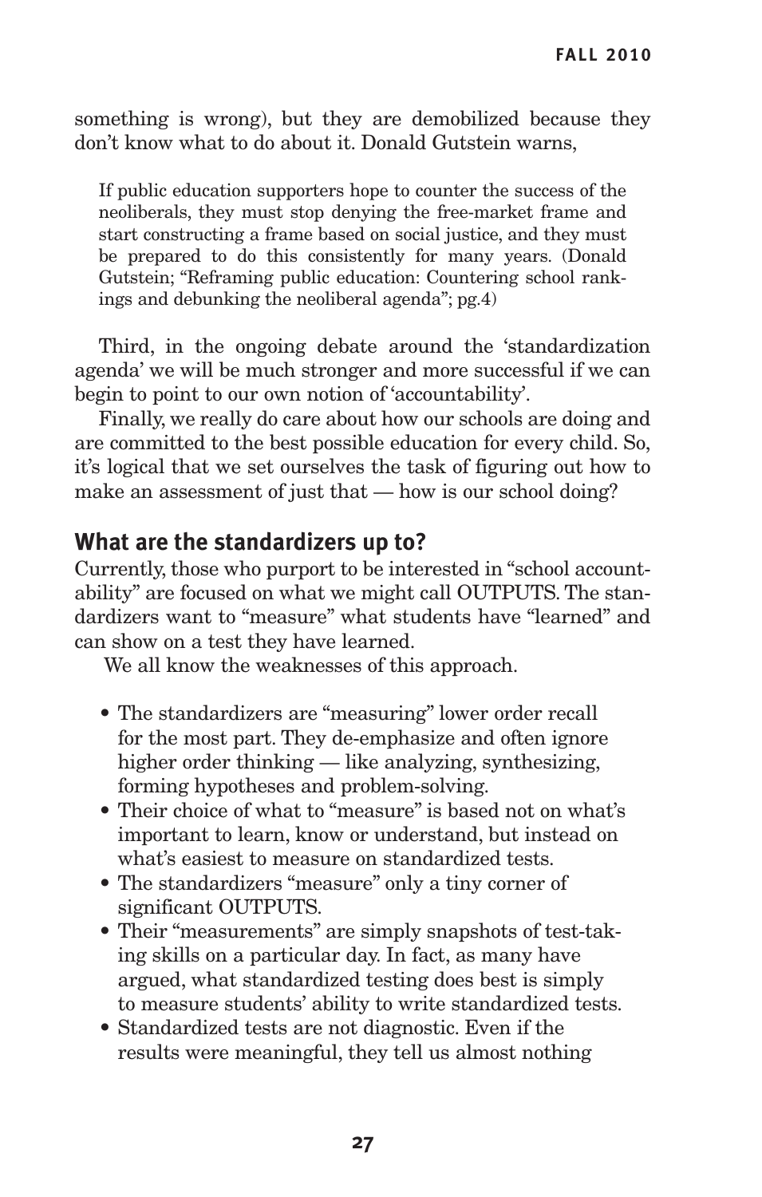something is wrong), but they are demobilized because they don't know what to do about it. Donald Gutstein warns,

> If public education supporters hope to counter the success of the neoliberals, they must stop denying the free-market frame and start constructing a frame based on social justice, and they must be prepared to do this consistently for many years. (Donald Gutstein; "Reframing public education: Countering school rankings and debunking the neoliberal agenda"; pg.4)

Third, in the ongoing debate around the 'standardization agenda' we will be much stronger and more successful if we can begin to point to our own notion of 'accountability'.

Finally, we really do care about how our schools are doing and are committed to the best possible education for every child. So, it's logical that we set ourselves the task of figuring out how to make an assessment of just that — how is our school doing?

## What are the standardizers up to?

Currently, those who purport to be interested in "school accountability" are focused on what we might call OUTPUTS. The standardizers want to "measure" what students have "learned" and can show on a test they have learned.

We all know the weaknesses of this approach.

- The standardizers are "measuring" lower order recall for the most part. They de-emphasize and often ignore higher order thinking — like analyzing, synthesizing, forming hypotheses and problem-solving.
- Their choice of what to "measure" is based not on what's important to learn, know or understand, but instead on what's easiest to measure on standardized tests.
- The standardizers "measure" only a tiny corner of significant OUTPUTS.
- Their "measurements" are simply snapshots of test-taking skills on a particular day. In fact, as many have argued, what standardized testing does best is simply to measure students' ability to write standardized tests.
- Standardized tests are not diagnostic. Even if the results were meaningful, they tell us almost nothing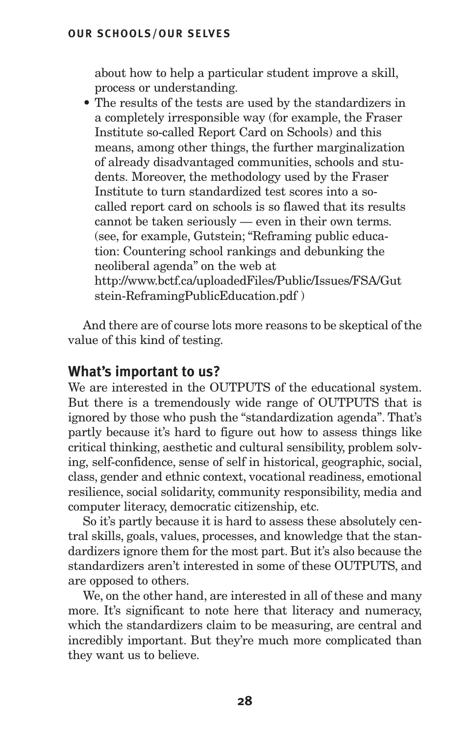about how to help a particular student improve a skill, process or understanding.

- The results of the tests are used by the standardizers in a completely irresponsible way (for example, the Fraser Institute so-called Report Card on Schools) and this means, among other things, the further marginalization of already disadvantaged communities, schools and students. Moreover, the methodology used by the Fraser Institute to turn standardized test scores into a so-called report card on schools is so flawed that its results cannot be taken seriously — even in their own terms. (see, for example, Gutstein; "Reframing public education: Countering school rankings and debunking the neoliberal agenda" on the web at http://www.bctf.ca/uploadedFiles/Public/Issues/FSA/Gutstein-ReframingPublicEducation.pdf )

And there are of course lots more reasons to be skeptical of the value of this kind of testing.

## What's important to us?

We are interested in the OUTPUTS of the educational system. But there is a tremendously wide range of OUTPUTS that is ignored by those who push the "standardization agenda". That's partly because it's hard to figure out how to assess things like critical thinking, aesthetic and cultural sensibility, problem solving, self-confidence, sense of self in historical, geographic, social, class, gender and ethnic context, vocational readiness, emotional resilience, social solidarity, community responsibility, media and computer literacy, democratic citizenship, etc.

So it's partly because it is hard to assess these absolutely central skills, goals, values, processes, and knowledge that the standardizers ignore them for the most part. But it's also because the standardizers aren't interested in some of these OUTPUTS, and are opposed to others.

We, on the other hand, are interested in all of these and many more. It's significant to note here that literacy and numeracy, which the standardizers claim to be measuring, are central and incredibly important. But they're much more complicated than they want us to believe.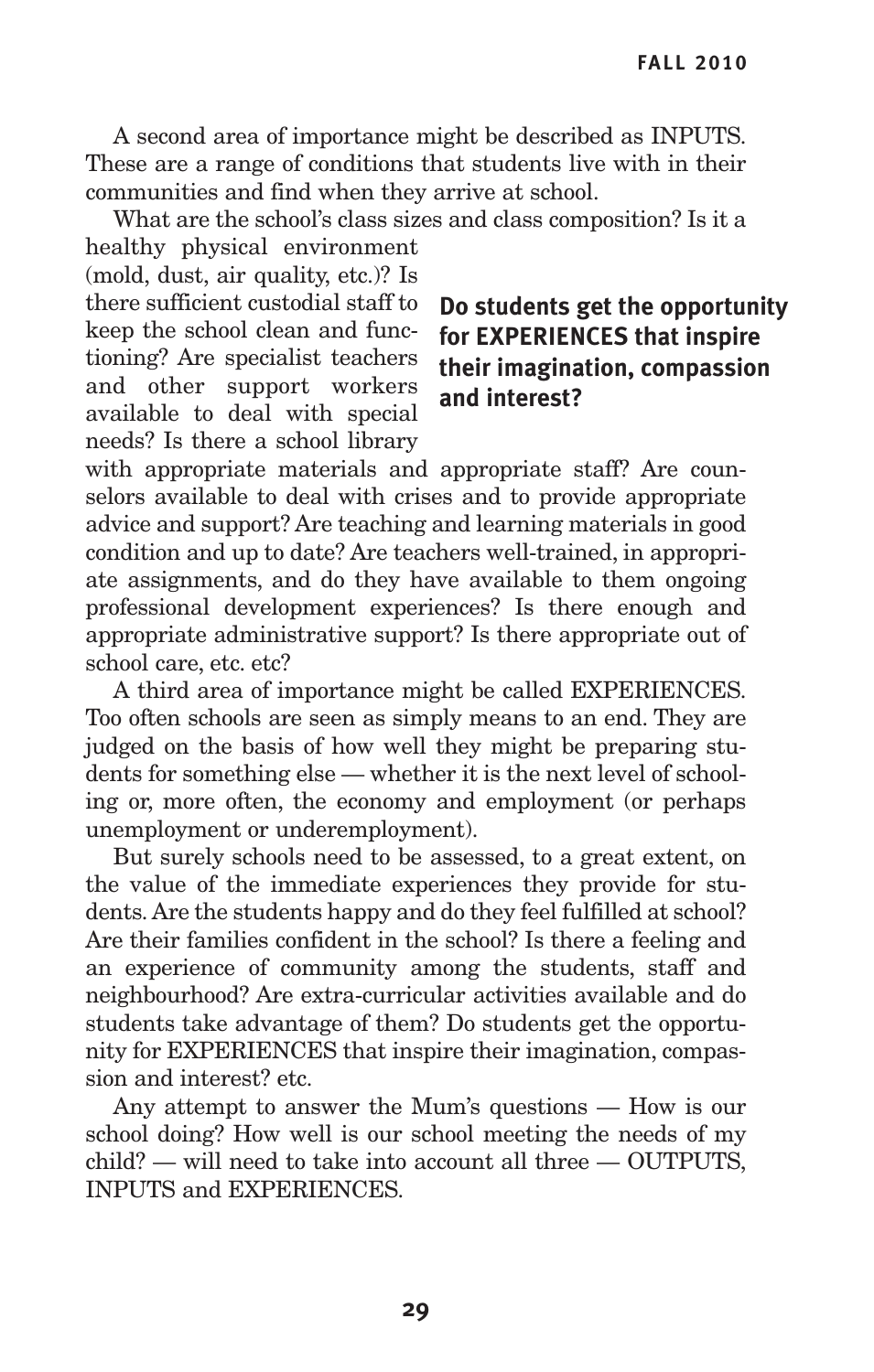A second area of importance might be described as INPUTS. These are a range of conditions that students live with in their communities and find when they arrive at school.

What are the school's class sizes and class composition? Is it a healthy physical environment (mold, dust, air quality, etc.)? Is there sufficient custodial staff to keep the school clean and functioning? Are specialist teachers and other support workers available to deal with special needs? Is there a school library with appropriate materials and appropriate staff? Are counselors available to deal with crises and to provide appropriate advice and support? Are teaching and learning materials in good condition and up to date? Are teachers well-trained, in appropriate assignments, and do they have available to them ongoing professional development experiences? Is there enough and appropriate administrative support? Is there appropriate out of school care, etc. etc?

**Do students get the opportunity for EXPERIENCES that inspire their imagination, compassion and interest?**

A third area of importance might be called EXPERIENCES. Too often schools are seen as simply means to an end. They are judged on the basis of how well they might be preparing students for something else — whether it is the next level of schooling or, more often, the economy and employment (or perhaps unemployment or underemployment).

But surely schools need to be assessed, to a great extent, on the value of the immediate experiences they provide for students. Are the students happy and do they feel fulfilled at school? Are their families confident in the school? Is there a feeling and an experience of community among the students, staff and neighbourhood? Are extra-curricular activities available and do students take advantage of them? Do students get the opportunity for EXPERIENCES that inspire their imagination, compassion and interest? etc.

Any attempt to answer the Mum's questions — How is our school doing? How well is our school meeting the needs of my child? — will need to take into account all three — OUTPUTS, INPUTS and EXPERIENCES.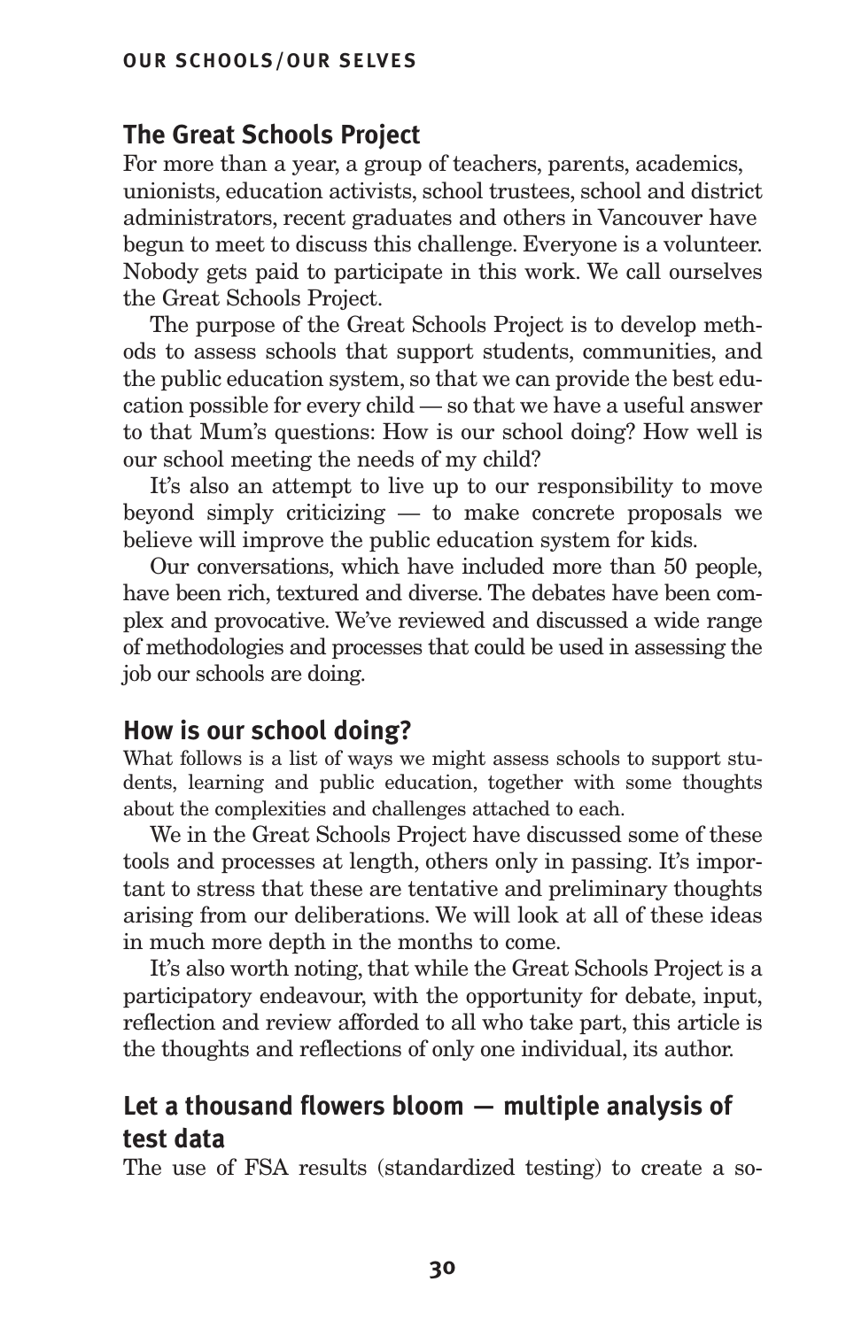## The Great Schools Project

For more than a year, a group of teachers, parents, academics, unionists, education activists, school trustees, school and district administrators, recent graduates and others in Vancouver have begun to meet to discuss this challenge. Everyone is a volunteer. Nobody gets paid to participate in this work. We call ourselves the Great Schools Project.

The purpose of the Great Schools Project is to develop methods to assess schools that support students, communities, and the public education system, so that we can provide the best education possible for every child — so that we have a useful answer to that Mum's questions: How is our school doing? How well is our school meeting the needs of my child?

It's also an attempt to live up to our responsibility to move beyond simply criticizing — to make concrete proposals we believe will improve the public education system for kids.

Our conversations, which have included more than 50 people, have been rich, textured and diverse. The debates have been complex and provocative. We've reviewed and discussed a wide range of methodologies and processes that could be used in assessing the job our schools are doing.

## How is our school doing?

What follows is a list of ways we might assess schools to support students, learning and public education, together with some thoughts about the complexities and challenges attached to each.

We in the Great Schools Project have discussed some of these tools and processes at length, others only in passing. It's important to stress that these are tentative and preliminary thoughts arising from our deliberations. We will look at all of these ideas in much more depth in the months to come.

It's also worth noting, that while the Great Schools Project is a participatory endeavour, with the opportunity for debate, input, reflection and review afforded to all who take part, this article is the thoughts and reflections of only one individual, its author.

## Let a thousand flowers bloom — multiple analysis of test data

The use of FSA results (standardized testing) to create a so-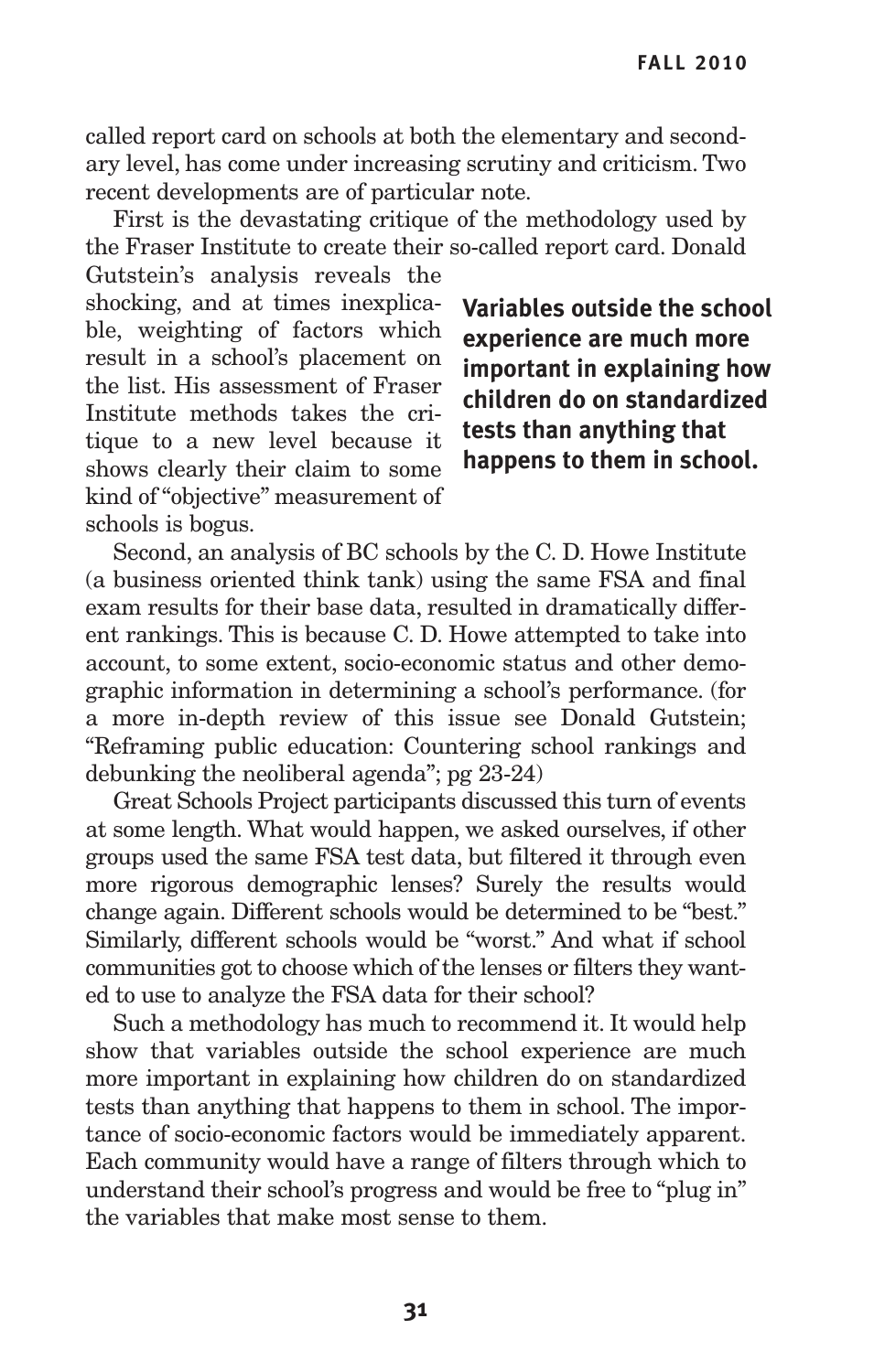called report card on schools at both the elementary and secondary level, has come under increasing scrutiny and criticism. Two recent developments are of particular note.

First is the devastating critique of the methodology used by the Fraser Institute to create their so-called report card. Donald Gutstein's analysis reveals the shocking, and at times inexplicable, weighting of factors which result in a school's placement on the list. His assessment of Fraser Institute methods takes the critique to a new level because it shows clearly their claim to some kind of "objective" measurement of schools is bogus.

**Variables outside the school experience are much more important in explaining how children do on standardized tests than anything that happens to them in school.**

Second, an analysis of BC schools by the C. D. Howe Institute (a business oriented think tank) using the same FSA and final exam results for their base data, resulted in dramatically different rankings. This is because C. D. Howe attempted to take into account, to some extent, socio-economic status and other demographic information in determining a school's performance. (for a more in-depth review of this issue see Donald Gutstein; "Reframing public education: Countering school rankings and debunking the neoliberal agenda"; pg 23-24)

Great Schools Project participants discussed this turn of events at some length. What would happen, we asked ourselves, if other groups used the same FSA test data, but filtered it through even more rigorous demographic lenses? Surely the results would change again. Different schools would be determined to be "best." Similarly, different schools would be "worst." And what if school communities got to choose which of the lenses or filters they wanted to use to analyze the FSA data for their school?

Such a methodology has much to recommend it. It would help show that variables outside the school experience are much more important in explaining how children do on standardized tests than anything that happens to them in school. The importance of socio-economic factors would be immediately apparent. Each community would have a range of filters through which to understand their school's progress and would be free to "plug in" the variables that make most sense to them.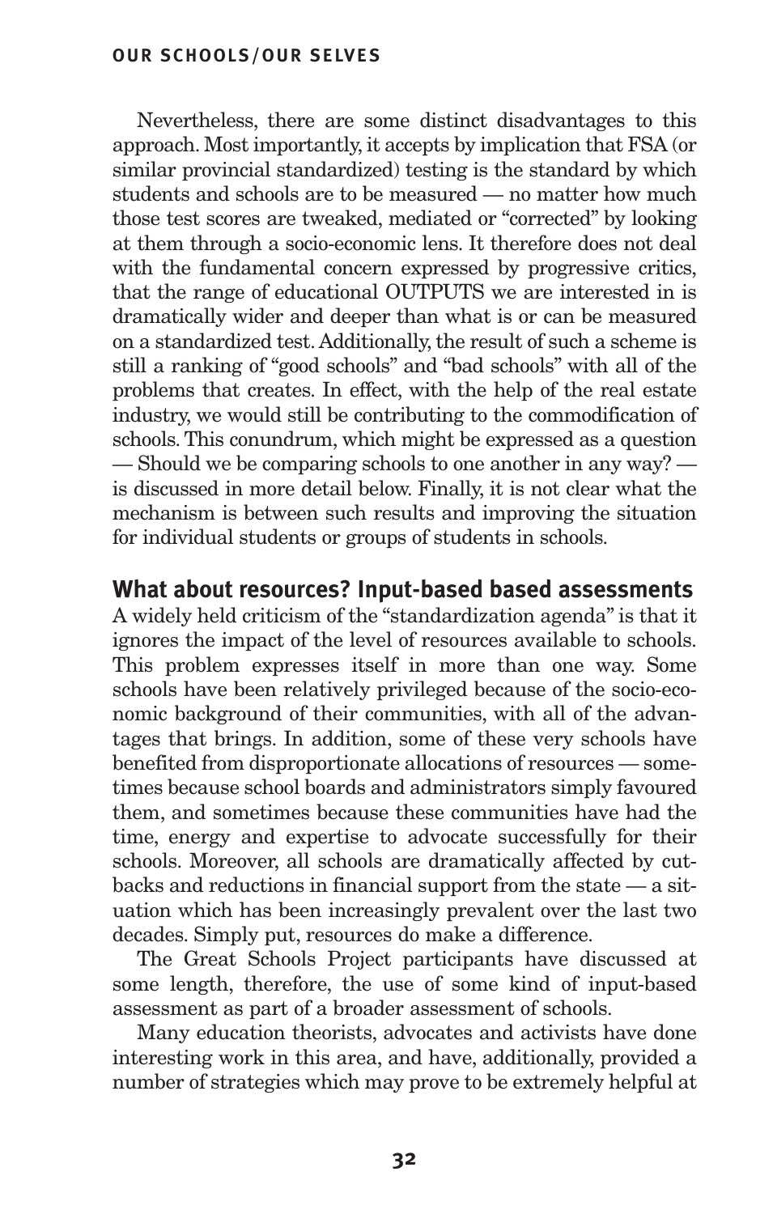Nevertheless, there are some distinct disadvantages to this approach. Most importantly, it accepts by implication that FSA (or similar provincial standardized) testing is the standard by which students and schools are to be measured — no matter how much those test scores are tweaked, mediated or "corrected" by looking at them through a socio-economic lens. It therefore does not deal with the fundamental concern expressed by progressive critics, that the range of educational OUTPUTS we are interested in is dramatically wider and deeper than what is or can be measured on a standardized test. Additionally, the result of such a scheme is still a ranking of "good schools" and "bad schools" with all of the problems that creates. In effect, with the help of the real estate industry, we would still be contributing to the commodification of schools. This conundrum, which might be expressed as a question — Should we be comparing schools to one another in any way? — is discussed in more detail below. Finally, it is not clear what the mechanism is between such results and improving the situation for individual students or groups of students in schools.

## What about resources? Input-based based assessments

A widely held criticism of the "standardization agenda" is that it ignores the impact of the level of resources available to schools. This problem expresses itself in more than one way. Some schools have been relatively privileged because of the socio-economic background of their communities, with all of the advantages that brings. In addition, some of these very schools have benefited from disproportionate allocations of resources — sometimes because school boards and administrators simply favoured them, and sometimes because these communities have had the time, energy and expertise to advocate successfully for their schools. Moreover, all schools are dramatically affected by cutbacks and reductions in financial support from the state — a situation which has been increasingly prevalent over the last two decades. Simply put, resources do make a difference.

The Great Schools Project participants have discussed at some length, therefore, the use of some kind of input-based assessment as part of a broader assessment of schools.

Many education theorists, advocates and activists have done interesting work in this area, and have, additionally, provided a number of strategies which may prove to be extremely helpful at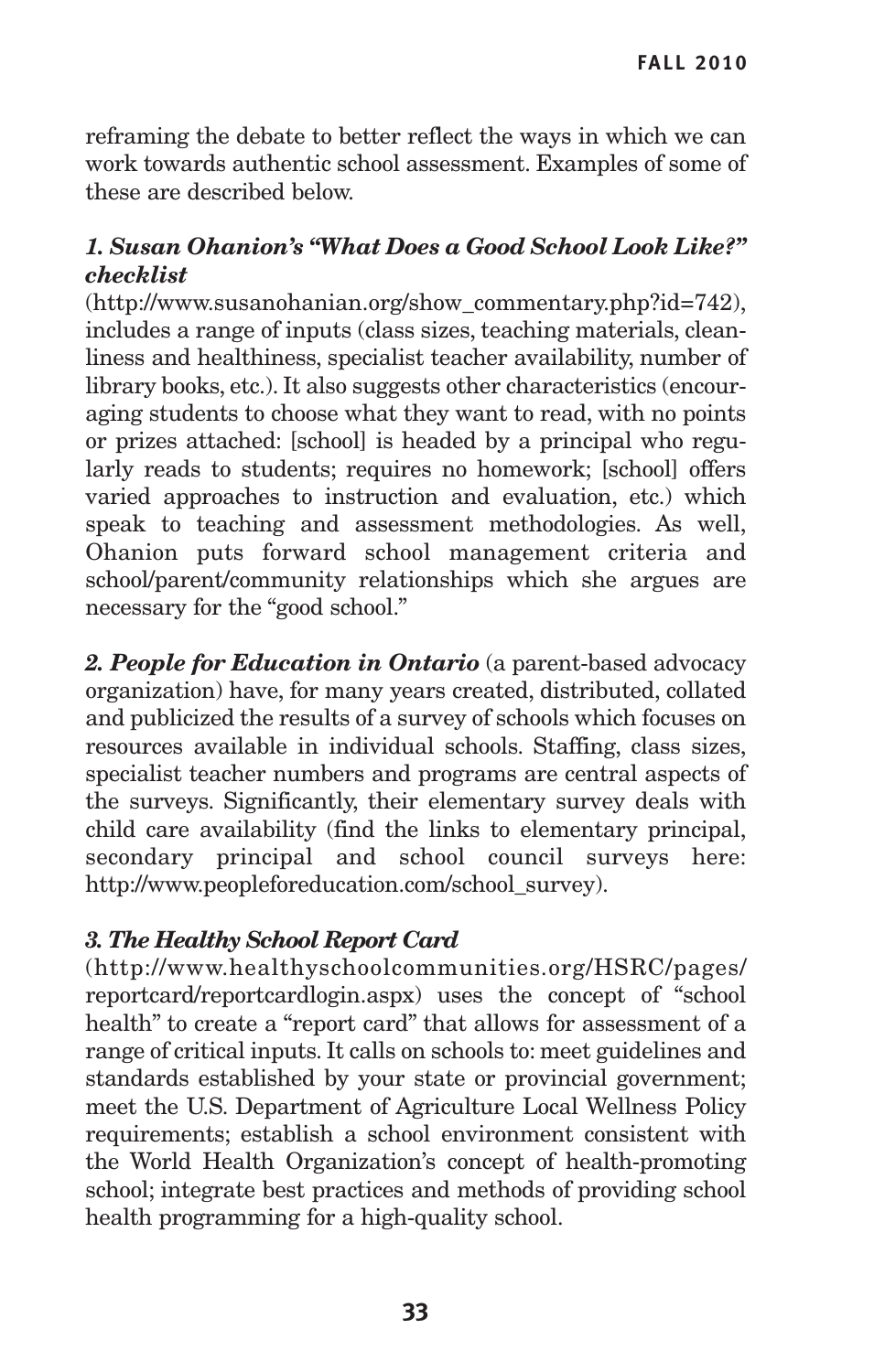reframing the debate to better reflect the ways in which we can work towards authentic school assessment. Examples of some of these are described below.

***1. Susan Ohanion's "What Does a Good School Look Like?" checklist*** (http://www.susanohanian.org/show_commentary.php?id=742), includes a range of inputs (class sizes, teaching materials, cleanliness and healthiness, specialist teacher availability, number of library books, etc.). It also suggests other characteristics (encouraging students to choose what they want to read, with no points or prizes attached: [school] is headed by a principal who regularly reads to students; requires no homework; [school] offers varied approaches to instruction and evaluation, etc.) which speak to teaching and assessment methodologies. As well, Ohanion puts forward school management criteria and school/parent/community relationships which she argues are necessary for the "good school."

***2. People for Education in Ontario*** (a parent-based advocacy organization) have, for many years created, distributed, collated and publicized the results of a survey of schools which focuses on resources available in individual schools. Staffing, class sizes, specialist teacher numbers and programs are central aspects of the surveys. Significantly, their elementary survey deals with child care availability (find the links to elementary principal, secondary principal and school council surveys here: http://www.peopleforeducation.com/school_survey).

***3. The Healthy School Report Card*** (http://www.healthyschoolcommunities.org/HSRC/pages/reportcard/reportcardlogin.aspx) uses the concept of "school health" to create a "report card" that allows for assessment of a range of critical inputs. It calls on schools to: meet guidelines and standards established by your state or provincial government; meet the U.S. Department of Agriculture Local Wellness Policy requirements; establish a school environment consistent with the World Health Organization's concept of health-promoting school; integrate best practices and methods of providing school health programming for a high-quality school.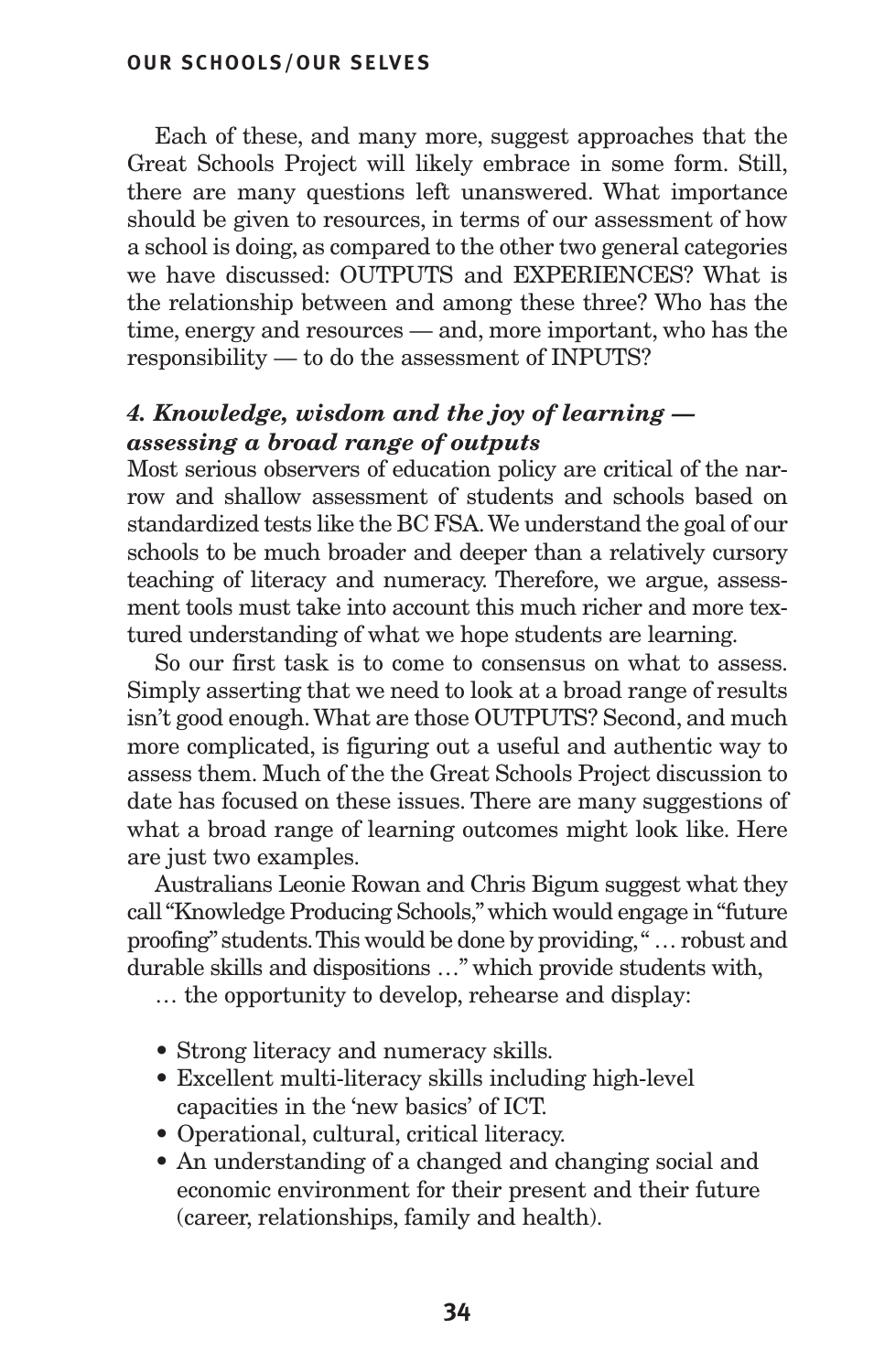Each of these, and many more, suggest approaches that the Great Schools Project will likely embrace in some form. Still, there are many questions left unanswered. What importance should be given to resources, in terms of our assessment of how a school is doing, as compared to the other two general categories we have discussed: OUTPUTS and EXPERIENCES? What is the relationship between and among these three? Who has the time, energy and resources — and, more important, who has the responsibility — to do the assessment of INPUTS?

### *4. Knowledge, wisdom and the joy of learning — assessing a broad range of outputs*

Most serious observers of education policy are critical of the narrow and shallow assessment of students and schools based on standardized tests like the BC FSA. We understand the goal of our schools to be much broader and deeper than a relatively cursory teaching of literacy and numeracy. Therefore, we argue, assessment tools must take into account this much richer and more textured understanding of what we hope students are learning.

So our first task is to come to consensus on what to assess. Simply asserting that we need to look at a broad range of results isn't good enough. What are those OUTPUTS? Second, and much more complicated, is figuring out a useful and authentic way to assess them. Much of the the Great Schools Project discussion to date has focused on these issues. There are many suggestions of what a broad range of learning outcomes might look like. Here are just two examples.

Australians Leonie Rowan and Chris Bigum suggest what they call "Knowledge Producing Schools," which would engage in "future proofing" students. This would be done by providing, " … robust and durable skills and dispositions …" which provide students with,

… the opportunity to develop, rehearse and display:

- Strong literacy and numeracy skills.
- Excellent multi-literacy skills including high-level capacities in the 'new basics' of ICT.
- Operational, cultural, critical literacy.
- An understanding of a changed and changing social and economic environment for their present and their future (career, relationships, family and health).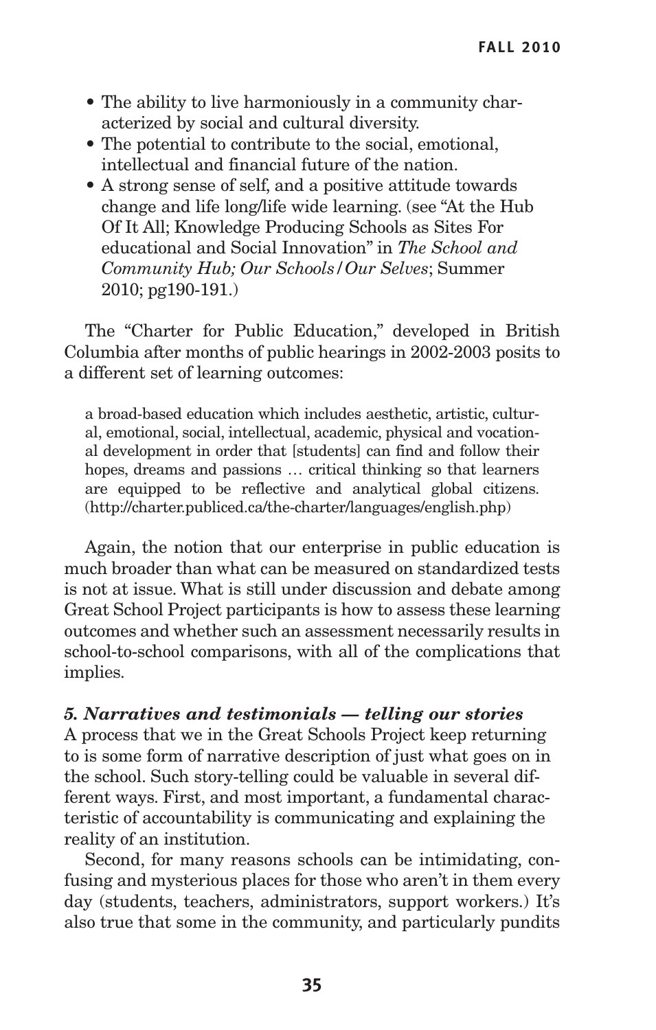- The ability to live harmoniously in a community characterized by social and cultural diversity.
- The potential to contribute to the social, emotional, intellectual and financial future of the nation.
- A strong sense of self, and a positive attitude towards change and life long/life wide learning. (see "At the Hub Of It All; Knowledge Producing Schools as Sites For educational and Social Innovation" in *The School and Community Hub; Our Schools/Our Selves*; Summer 2010; pg190-191.)

The "Charter for Public Education," developed in British Columbia after months of public hearings in 2002-2003 posits to a different set of learning outcomes:

> a broad-based education which includes aesthetic, artistic, cultural, emotional, social, intellectual, academic, physical and vocational development in order that [students] can find and follow their hopes, dreams and passions … critical thinking so that learners are equipped to be reflective and analytical global citizens. (http://charter.publiced.ca/the-charter/languages/english.php)

Again, the notion that our enterprise in public education is much broader than what can be measured on standardized tests is not at issue. What is still under discussion and debate among Great School Project participants is how to assess these learning outcomes and whether such an assessment necessarily results in school-to-school comparisons, with all of the complications that implies.

### *5. Narratives and testimonials — telling our stories*

A process that we in the Great Schools Project keep returning to is some form of narrative description of just what goes on in the school. Such story-telling could be valuable in several different ways. First, and most important, a fundamental characteristic of accountability is communicating and explaining the reality of an institution.

Second, for many reasons schools can be intimidating, confusing and mysterious places for those who aren't in them every day (students, teachers, administrators, support workers.) It's also true that some in the community, and particularly pundits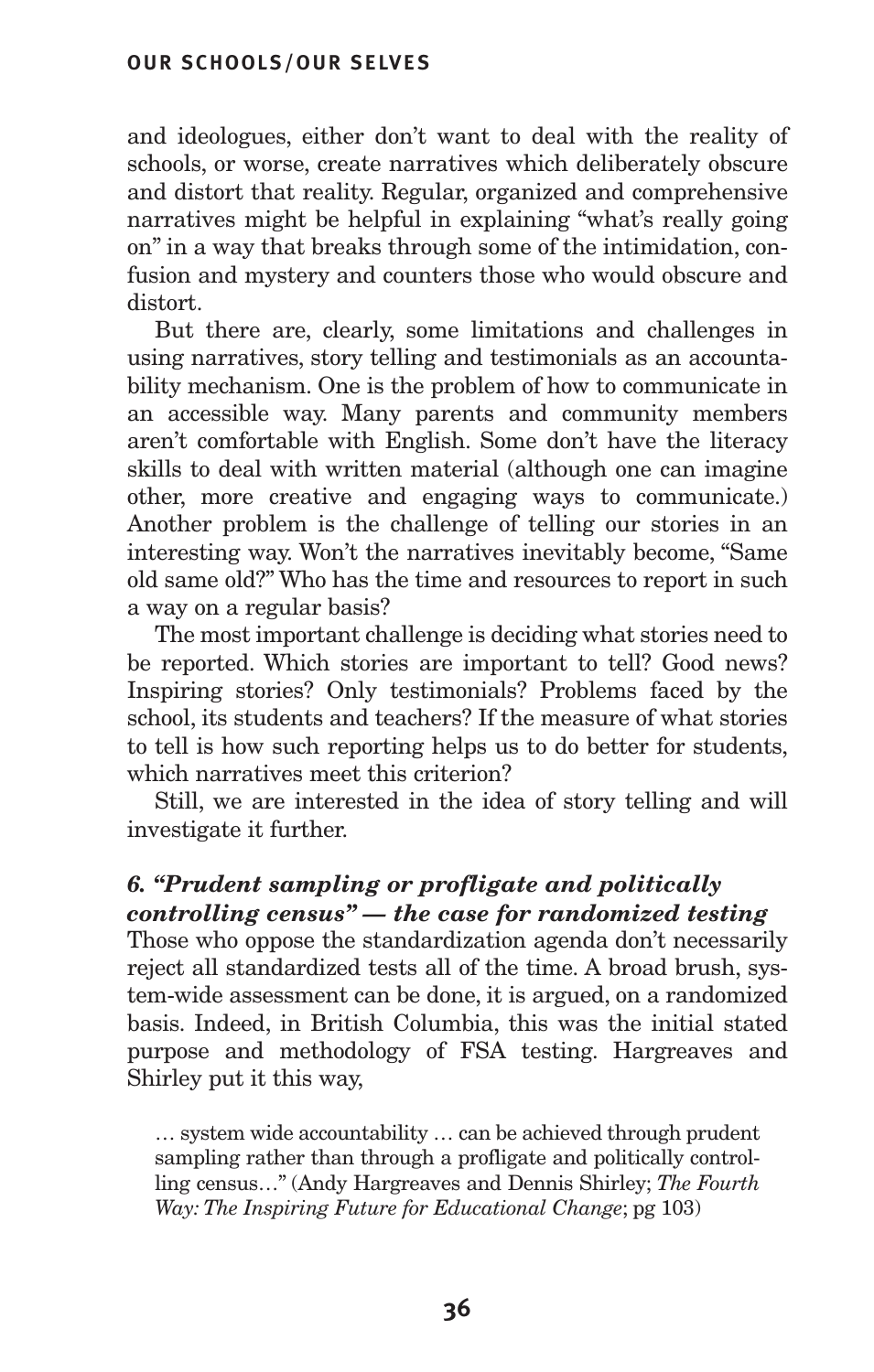and ideologues, either don't want to deal with the reality of schools, or worse, create narratives which deliberately obscure and distort that reality. Regular, organized and comprehensive narratives might be helpful in explaining "what's really going on" in a way that breaks through some of the intimidation, confusion and mystery and counters those who would obscure and distort.

But there are, clearly, some limitations and challenges in using narratives, story telling and testimonials as an accountability mechanism. One is the problem of how to communicate in an accessible way. Many parents and community members aren't comfortable with English. Some don't have the literacy skills to deal with written material (although one can imagine other, more creative and engaging ways to communicate.) Another problem is the challenge of telling our stories in an interesting way. Won't the narratives inevitably become, "Same old same old?" Who has the time and resources to report in such a way on a regular basis?

The most important challenge is deciding what stories need to be reported. Which stories are important to tell? Good news? Inspiring stories? Only testimonials? Problems faced by the school, its students and teachers? If the measure of what stories to tell is how such reporting helps us to do better for students, which narratives meet this criterion?

Still, we are interested in the idea of story telling and will investigate it further.

### *6. "Prudent sampling or profligate and politically controlling census" — the case for randomized testing*

Those who oppose the standardization agenda don't necessarily reject all standardized tests all of the time. A broad brush, system-wide assessment can be done, it is argued, on a randomized basis. Indeed, in British Columbia, this was the initial stated purpose and methodology of FSA testing. Hargreaves and Shirley put it this way,

> … system wide accountability … can be achieved through prudent sampling rather than through a profligate and politically controlling census…" (Andy Hargreaves and Dennis Shirley; *The Fourth Way: The Inspiring Future for Educational Change*; pg 103)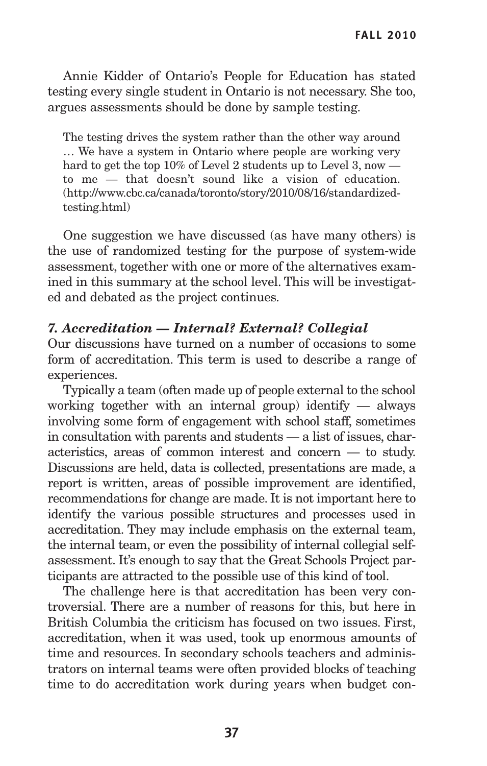Annie Kidder of Ontario's People for Education has stated testing every single student in Ontario is not necessary. She too, argues assessments should be done by sample testing.

> The testing drives the system rather than the other way around … We have a system in Ontario where people are working very hard to get the top 10% of Level 2 students up to Level 3, now — to me — that doesn't sound like a vision of education. (http://www.cbc.ca/canada/toronto/story/2010/08/16/standardized-testing.html)

One suggestion we have discussed (as have many others) is the use of randomized testing for the purpose of system-wide assessment, together with one or more of the alternatives examined in this summary at the school level. This will be investigated and debated as the project continues.

### *7. Accreditation — Internal? External? Collegial*

Our discussions have turned on a number of occasions to some form of accreditation. This term is used to describe a range of experiences.

Typically a team (often made up of people external to the school working together with an internal group) identify — always involving some form of engagement with school staff, sometimes in consultation with parents and students — a list of issues, characteristics, areas of common interest and concern — to study. Discussions are held, data is collected, presentations are made, a report is written, areas of possible improvement are identified, recommendations for change are made. It is not important here to identify the various possible structures and processes used in accreditation. They may include emphasis on the external team, the internal team, or even the possibility of internal collegial self-assessment. It's enough to say that the Great Schools Project participants are attracted to the possible use of this kind of tool.

The challenge here is that accreditation has been very controversial. There are a number of reasons for this, but here in British Columbia the criticism has focused on two issues. First, accreditation, when it was used, took up enormous amounts of time and resources. In secondary schools teachers and administrators on internal teams were often provided blocks of teaching time to do accreditation work during years when budget con-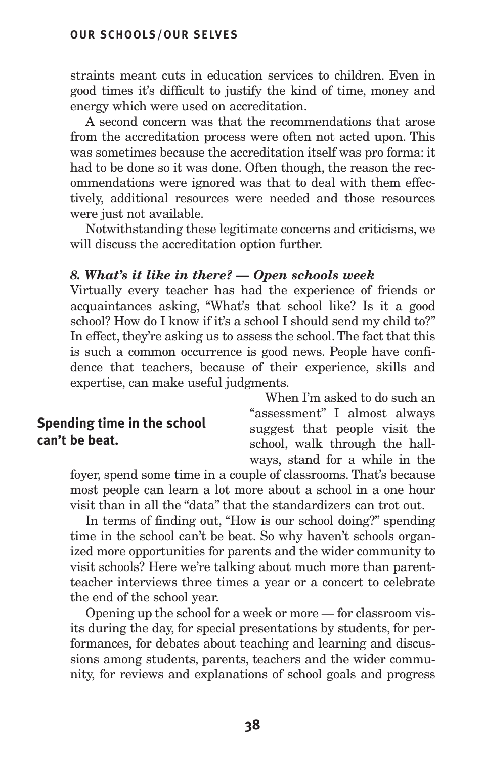straints meant cuts in education services to children. Even in good times it's difficult to justify the kind of time, money and energy which were used on accreditation.

A second concern was that the recommendations that arose from the accreditation process were often not acted upon. This was sometimes because the accreditation itself was pro forma: it had to be done so it was done. Often though, the reason the recommendations were ignored was that to deal with them effectively, additional resources were needed and those resources were just not available.

Notwithstanding these legitimate concerns and criticisms, we will discuss the accreditation option further.

### *8. What's it like in there? — Open schools week*

Virtually every teacher has had the experience of friends or acquaintances asking, "What's that school like? Is it a good school? How do I know if it's a school I should send my child to?" In effect, they're asking us to assess the school. The fact that this is such a common occurrence is good news. People have confidence that teachers, because of their experience, skills and expertise, can make useful judgments.

**Spending time in the school can't be beat.**

When I'm asked to do such an "assessment" I almost always suggest that people visit the school, walk through the hallways, stand for a while in the foyer, spend some time in a couple of classrooms. That's because most people can learn a lot more about a school in a one hour visit than in all the "data" that the standardizers can trot out.

In terms of finding out, "How is our school doing?" spending time in the school can't be beat. So why haven't schools organized more opportunities for parents and the wider community to visit schools? Here we're talking about much more than parent-teacher interviews three times a year or a concert to celebrate the end of the school year.

Opening up the school for a week or more — for classroom visits during the day, for special presentations by students, for performances, for debates about teaching and learning and discussions among students, parents, teachers and the wider community, for reviews and explanations of school goals and progress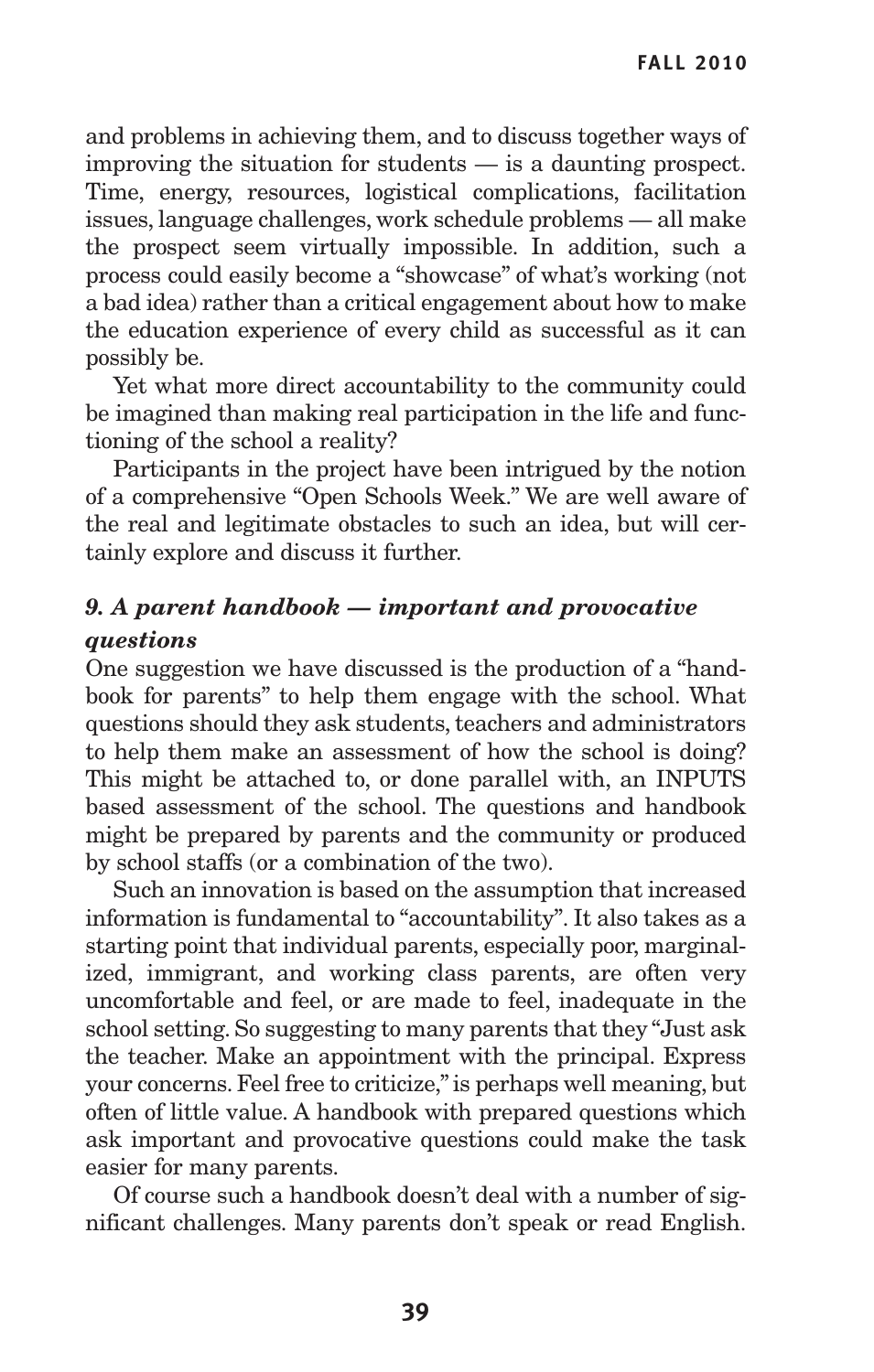and problems in achieving them, and to discuss together ways of improving the situation for students — is a daunting prospect. Time, energy, resources, logistical complications, facilitation issues, language challenges, work schedule problems — all make the prospect seem virtually impossible. In addition, such a process could easily become a "showcase" of what's working (not a bad idea) rather than a critical engagement about how to make the education experience of every child as successful as it can possibly be.

Yet what more direct accountability to the community could be imagined than making real participation in the life and functioning of the school a reality?

Participants in the project have been intrigued by the notion of a comprehensive "Open Schools Week." We are well aware of the real and legitimate obstacles to such an idea, but will certainly explore and discuss it further.

### *9. A parent handbook — important and provocative questions*

One suggestion we have discussed is the production of a "handbook for parents" to help them engage with the school. What questions should they ask students, teachers and administrators to help them make an assessment of how the school is doing? This might be attached to, or done parallel with, an INPUTS based assessment of the school. The questions and handbook might be prepared by parents and the community or produced by school staffs (or a combination of the two).

Such an innovation is based on the assumption that increased information is fundamental to "accountability". It also takes as a starting point that individual parents, especially poor, marginalized, immigrant, and working class parents, are often very uncomfortable and feel, or are made to feel, inadequate in the school setting. So suggesting to many parents that they "Just ask the teacher. Make an appointment with the principal. Express your concerns. Feel free to criticize," is perhaps well meaning, but often of little value. A handbook with prepared questions which ask important and provocative questions could make the task easier for many parents.

Of course such a handbook doesn't deal with a number of significant challenges. Many parents don't speak or read English.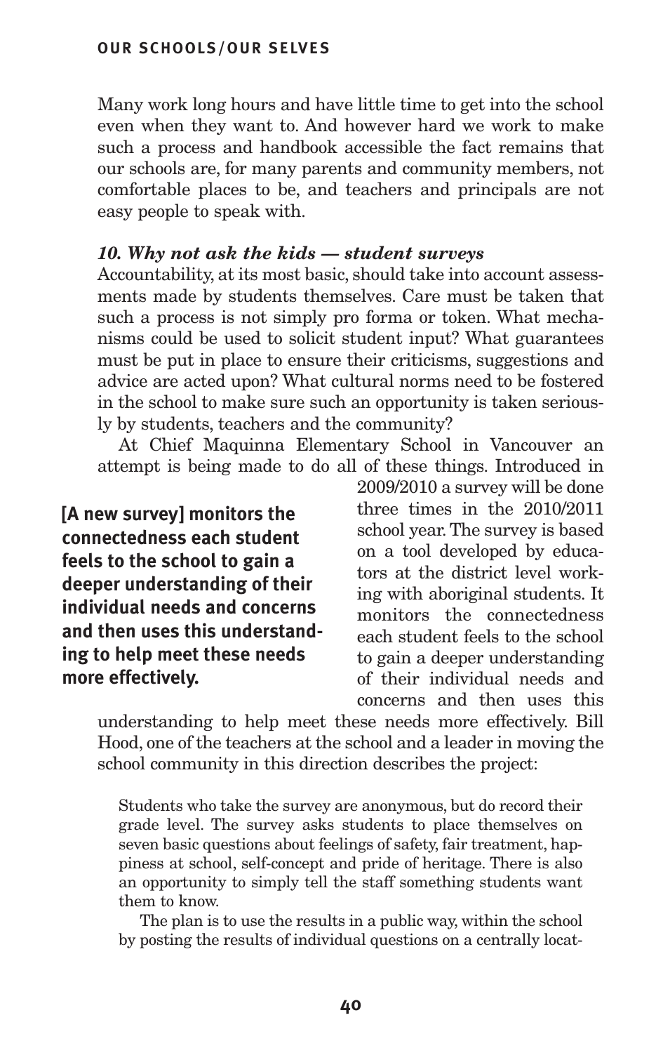Many work long hours and have little time to get into the school even when they want to. And however hard we work to make such a process and handbook accessible the fact remains that our schools are, for many parents and community members, not comfortable places to be, and teachers and principals are not easy people to speak with.

### *10. Why not ask the kids — student surveys*

Accountability, at its most basic, should take into account assessments made by students themselves. Care must be taken that such a process is not simply pro forma or token. What mechanisms could be used to solicit student input? What guarantees must be put in place to ensure their criticisms, suggestions and advice are acted upon? What cultural norms need to be fostered in the school to make sure such an opportunity is taken seriously by students, teachers and the community?

At Chief Maquinna Elementary School in Vancouver an attempt is being made to do all of these things. Introduced in 2009/2010 a survey will be done three times in the 2010/2011 school year. The survey is based on a tool developed by educators at the district level working with aboriginal students. It monitors the connectedness each student feels to the school to gain a deeper understanding of their individual needs and concerns and then uses this understanding to help meet these needs more effectively. Bill Hood, one of the teachers at the school and a leader in moving the school community in this direction describes the project:

**[A new survey] monitors the connectedness each student feels to the school to gain a deeper understanding of their individual needs and concerns and then uses this understanding to help meet these needs more effectively.**

> Students who take the survey are anonymous, but do record their grade level. The survey asks students to place themselves on seven basic questions about feelings of safety, fair treatment, happiness at school, self-concept and pride of heritage. There is also an opportunity to simply tell the staff something students want them to know.
>
> The plan is to use the results in a public way, within the school by posting the results of individual questions on a centrally locat-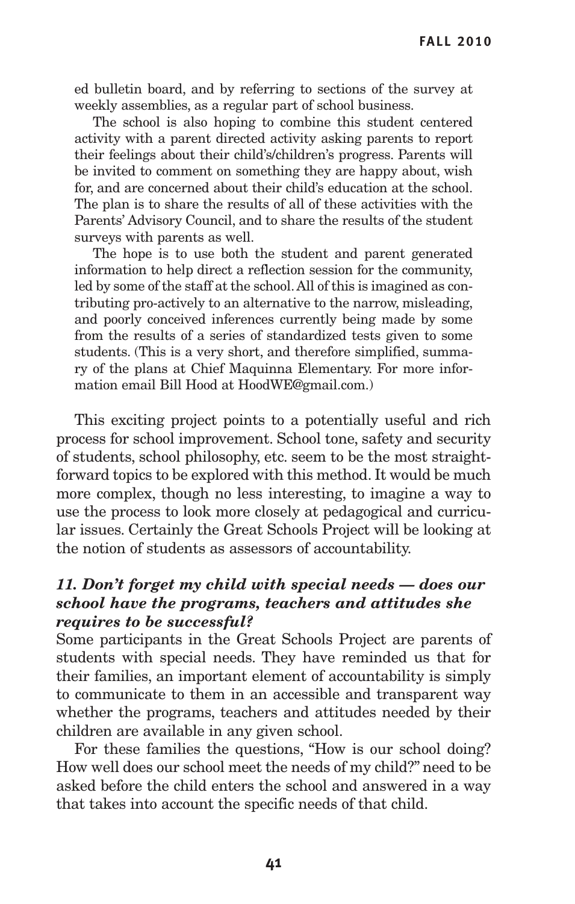ed bulletin board, and by referring to sections of the survey at weekly assemblies, as a regular part of school business.

The school is also hoping to combine this student centered activity with a parent directed activity asking parents to report their feelings about their child's/children's progress. Parents will be invited to comment on something they are happy about, wish for, and are concerned about their child's education at the school. The plan is to share the results of all of these activities with the Parents' Advisory Council, and to share the results of the student surveys with parents as well.

The hope is to use both the student and parent generated information to help direct a reflection session for the community, led by some of the staff at the school. All of this is imagined as contributing pro-actively to an alternative to the narrow, misleading, and poorly conceived inferences currently being made by some from the results of a series of standardized tests given to some students. (This is a very short, and therefore simplified, summary of the plans at Chief Maquinna Elementary. For more information email Bill Hood at HoodWE@gmail.com.)

This exciting project points to a potentially useful and rich process for school improvement. School tone, safety and security of students, school philosophy, etc. seem to be the most straightforward topics to be explored with this method. It would be much more complex, though no less interesting, to imagine a way to use the process to look more closely at pedagogical and curricular issues. Certainly the Great Schools Project will be looking at the notion of students as assessors of accountability.

### *11. Don't forget my child with special needs — does our school have the programs, teachers and attitudes she requires to be successful?*

Some participants in the Great Schools Project are parents of students with special needs. They have reminded us that for their families, an important element of accountability is simply to communicate to them in an accessible and transparent way whether the programs, teachers and attitudes needed by their children are available in any given school.

For these families the questions, "How is our school doing? How well does our school meet the needs of my child?" need to be asked before the child enters the school and answered in a way that takes into account the specific needs of that child.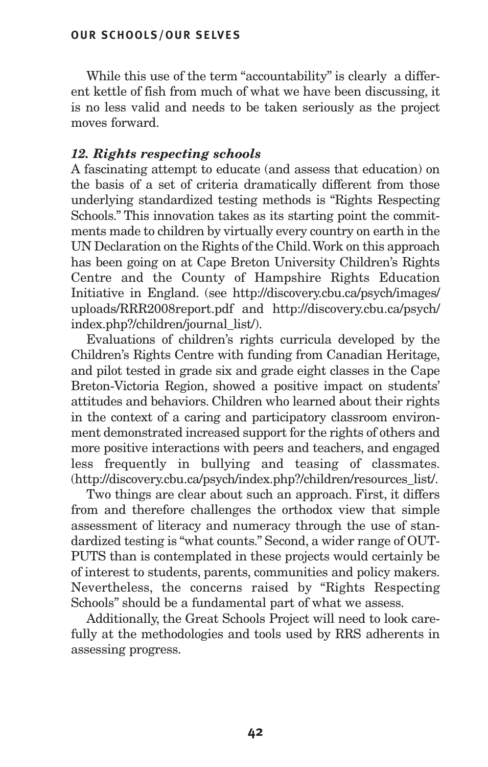While this use of the term "accountability" is clearly a different kettle of fish from much of what we have been discussing, it is no less valid and needs to be taken seriously as the project moves forward.

### *12. Rights respecting schools*

A fascinating attempt to educate (and assess that education) on the basis of a set of criteria dramatically different from those underlying standardized testing methods is "Rights Respecting Schools." This innovation takes as its starting point the commitments made to children by virtually every country on earth in the UN Declaration on the Rights of the Child. Work on this approach has been going on at Cape Breton University Children's Rights Centre and the County of Hampshire Rights Education Initiative in England. (see http://discovery.cbu.ca/psych/images/uploads/RRR2008report.pdf and http://discovery.cbu.ca/psych/index.php?/children/journal_list/).

Evaluations of children's rights curricula developed by the Children's Rights Centre with funding from Canadian Heritage, and pilot tested in grade six and grade eight classes in the Cape Breton-Victoria Region, showed a positive impact on students' attitudes and behaviors. Children who learned about their rights in the context of a caring and participatory classroom environment demonstrated increased support for the rights of others and more positive interactions with peers and teachers, and engaged less frequently in bullying and teasing of classmates. (http://discovery.cbu.ca/psych/index.php?/children/resources_list/.

Two things are clear about such an approach. First, it differs from and therefore challenges the orthodox view that simple assessment of literacy and numeracy through the use of standardized testing is "what counts." Second, a wider range of OUTPUTS than is contemplated in these projects would certainly be of interest to students, parents, communities and policy makers. Nevertheless, the concerns raised by "Rights Respecting Schools" should be a fundamental part of what we assess.

Additionally, the Great Schools Project will need to look carefully at the methodologies and tools used by RRS adherents in assessing progress.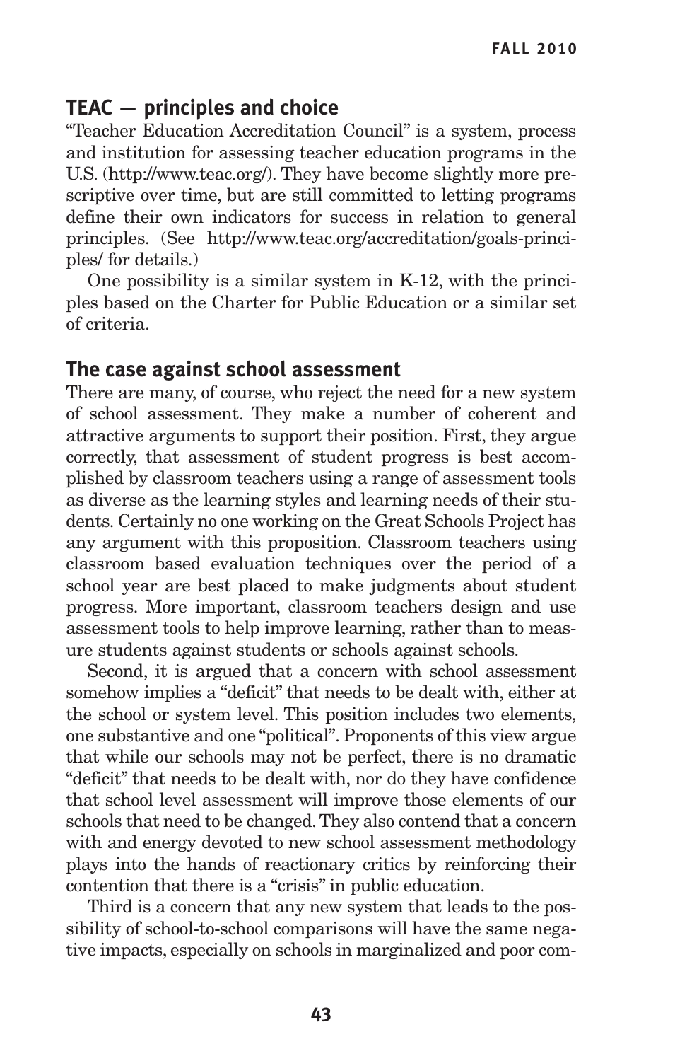## TEAC — principles and choice

"Teacher Education Accreditation Council" is a system, process and institution for assessing teacher education programs in the U.S. (http://www.teac.org/). They have become slightly more prescriptive over time, but are still committed to letting programs define their own indicators for success in relation to general principles. (See http://www.teac.org/accreditation/goals-principles/ for details.)

One possibility is a similar system in K-12, with the principles based on the Charter for Public Education or a similar set of criteria.

## The case against school assessment

There are many, of course, who reject the need for a new system of school assessment. They make a number of coherent and attractive arguments to support their position. First, they argue correctly, that assessment of student progress is best accomplished by classroom teachers using a range of assessment tools as diverse as the learning styles and learning needs of their students. Certainly no one working on the Great Schools Project has any argument with this proposition. Classroom teachers using classroom based evaluation techniques over the period of a school year are best placed to make judgments about student progress. More important, classroom teachers design and use assessment tools to help improve learning, rather than to measure students against students or schools against schools.

Second, it is argued that a concern with school assessment somehow implies a "deficit" that needs to be dealt with, either at the school or system level. This position includes two elements, one substantive and one "political". Proponents of this view argue that while our schools may not be perfect, there is no dramatic "deficit" that needs to be dealt with, nor do they have confidence that school level assessment will improve those elements of our schools that need to be changed. They also contend that a concern with and energy devoted to new school assessment methodology plays into the hands of reactionary critics by reinforcing their contention that there is a "crisis" in public education.

Third is a concern that any new system that leads to the possibility of school-to-school comparisons will have the same negative impacts, especially on schools in marginalized and poor com-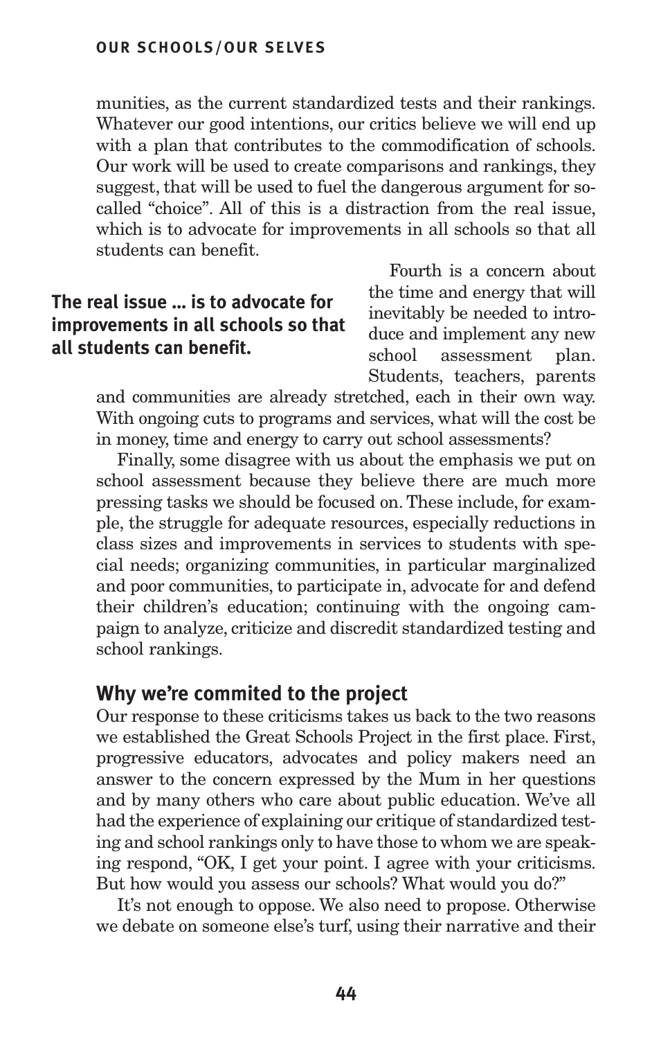munities, as the current standardized tests and their rankings. Whatever our good intentions, our critics believe we will end up with a plan that contributes to the commodification of schools. Our work will be used to create comparisons and rankings, they suggest, that will be used to fuel the dangerous argument for so-called "choice". All of this is a distraction from the real issue, which is to advocate for improvements in all schools so that all students can benefit.

**The real issue … is to advocate for improvements in all schools so that all students can benefit.**

Fourth is a concern about the time and energy that will inevitably be needed to introduce and implement any new school assessment plan. Students, teachers, parents and communities are already stretched, each in their own way. With ongoing cuts to programs and services, what will the cost be in money, time and energy to carry out school assessments?

Finally, some disagree with us about the emphasis we put on school assessment because they believe there are much more pressing tasks we should be focused on. These include, for example, the struggle for adequate resources, especially reductions in class sizes and improvements in services to students with special needs; organizing communities, in particular marginalized and poor communities, to participate in, advocate for and defend their children's education; continuing with the ongoing campaign to analyze, criticize and discredit standardized testing and school rankings.

## Why we're commited to the project

Our response to these criticisms takes us back to the two reasons we established the Great Schools Project in the first place. First, progressive educators, advocates and policy makers need an answer to the concern expressed by the Mum in her questions and by many others who care about public education. We've all had the experience of explaining our critique of standardized testing and school rankings only to have those to whom we are speaking respond, "OK, I get your point. I agree with your criticisms. But how would you assess our schools? What would you do?"

It's not enough to oppose. We also need to propose. Otherwise we debate on someone else's turf, using their narrative and their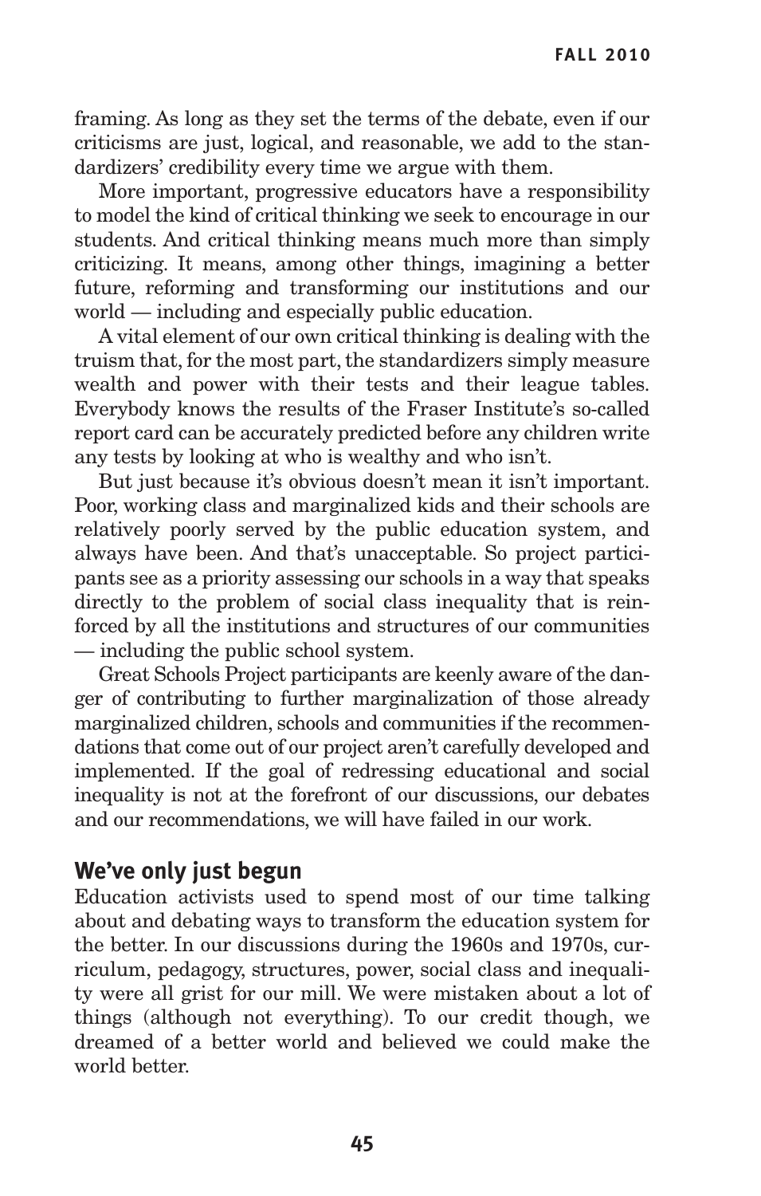framing. As long as they set the terms of the debate, even if our criticisms are just, logical, and reasonable, we add to the standardizers' credibility every time we argue with them.

More important, progressive educators have a responsibility to model the kind of critical thinking we seek to encourage in our students. And critical thinking means much more than simply criticizing. It means, among other things, imagining a better future, reforming and transforming our institutions and our world — including and especially public education.

A vital element of our own critical thinking is dealing with the truism that, for the most part, the standardizers simply measure wealth and power with their tests and their league tables. Everybody knows the results of the Fraser Institute's so-called report card can be accurately predicted before any children write any tests by looking at who is wealthy and who isn't.

But just because it's obvious doesn't mean it isn't important. Poor, working class and marginalized kids and their schools are relatively poorly served by the public education system, and always have been. And that's unacceptable. So project participants see as a priority assessing our schools in a way that speaks directly to the problem of social class inequality that is reinforced by all the institutions and structures of our communities — including the public school system.

Great Schools Project participants are keenly aware of the danger of contributing to further marginalization of those already marginalized children, schools and communities if the recommendations that come out of our project aren't carefully developed and implemented. If the goal of redressing educational and social inequality is not at the forefront of our discussions, our debates and our recommendations, we will have failed in our work.

## We've only just begun

Education activists used to spend most of our time talking about and debating ways to transform the education system for the better. In our discussions during the 1960s and 1970s, curriculum, pedagogy, structures, power, social class and inequality were all grist for our mill. We were mistaken about a lot of things (although not everything). To our credit though, we dreamed of a better world and believed we could make the world better.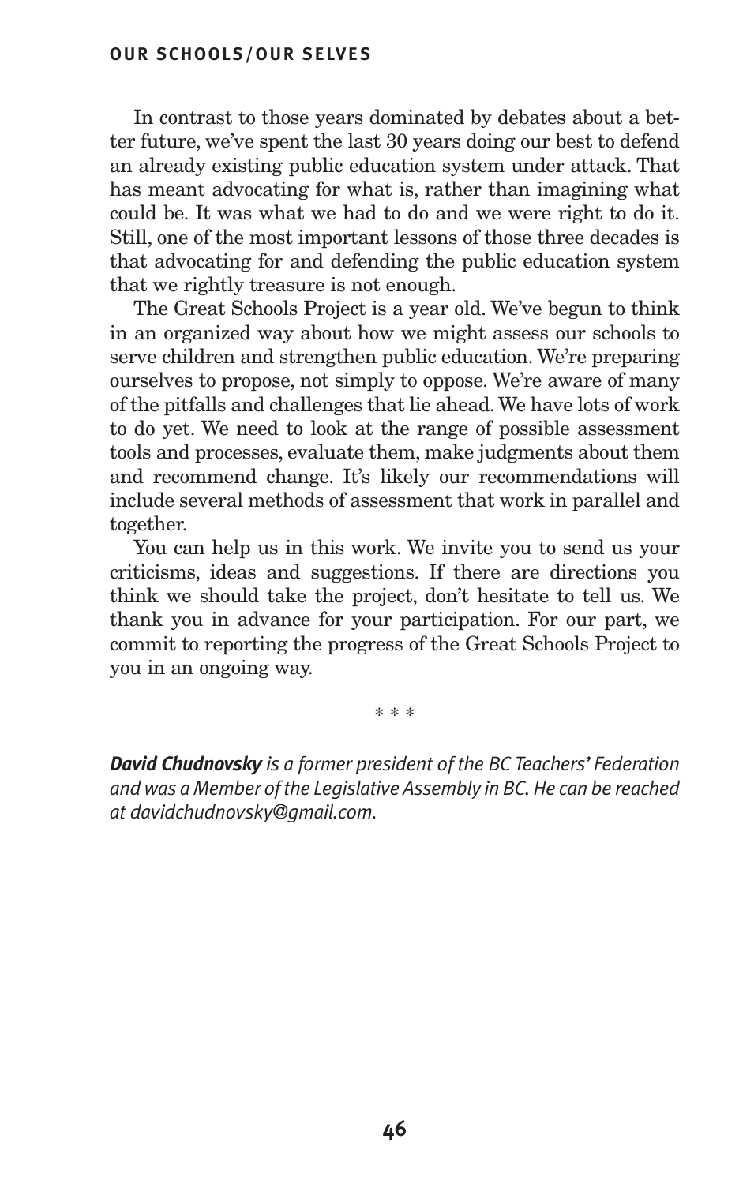In contrast to those years dominated by debates about a better future, we've spent the last 30 years doing our best to defend an already existing public education system under attack. That has meant advocating for what is, rather than imagining what could be. It was what we had to do and we were right to do it. Still, one of the most important lessons of those three decades is that advocating for and defending the public education system that we rightly treasure is not enough.

The Great Schools Project is a year old. We've begun to think in an organized way about how we might assess our schools to serve children and strengthen public education. We're preparing ourselves to propose, not simply to oppose. We're aware of many of the pitfalls and challenges that lie ahead. We have lots of work to do yet. We need to look at the range of possible assessment tools and processes, evaluate them, make judgments about them and recommend change. It's likely our recommendations will include several methods of assessment that work in parallel and together.

You can help us in this work. We invite you to send us your criticisms, ideas and suggestions. If there are directions you think we should take the project, don't hesitate to tell us. We thank you in advance for your participation. For our part, we commit to reporting the progress of the Great Schools Project to you in an ongoing way.

\* \* \*

***David Chudnovsky*** *is a former president of the BC Teachers' Federation and was a Member of the Legislative Assembly in BC. He can be reached at davidchudnovsky@gmail.com.*